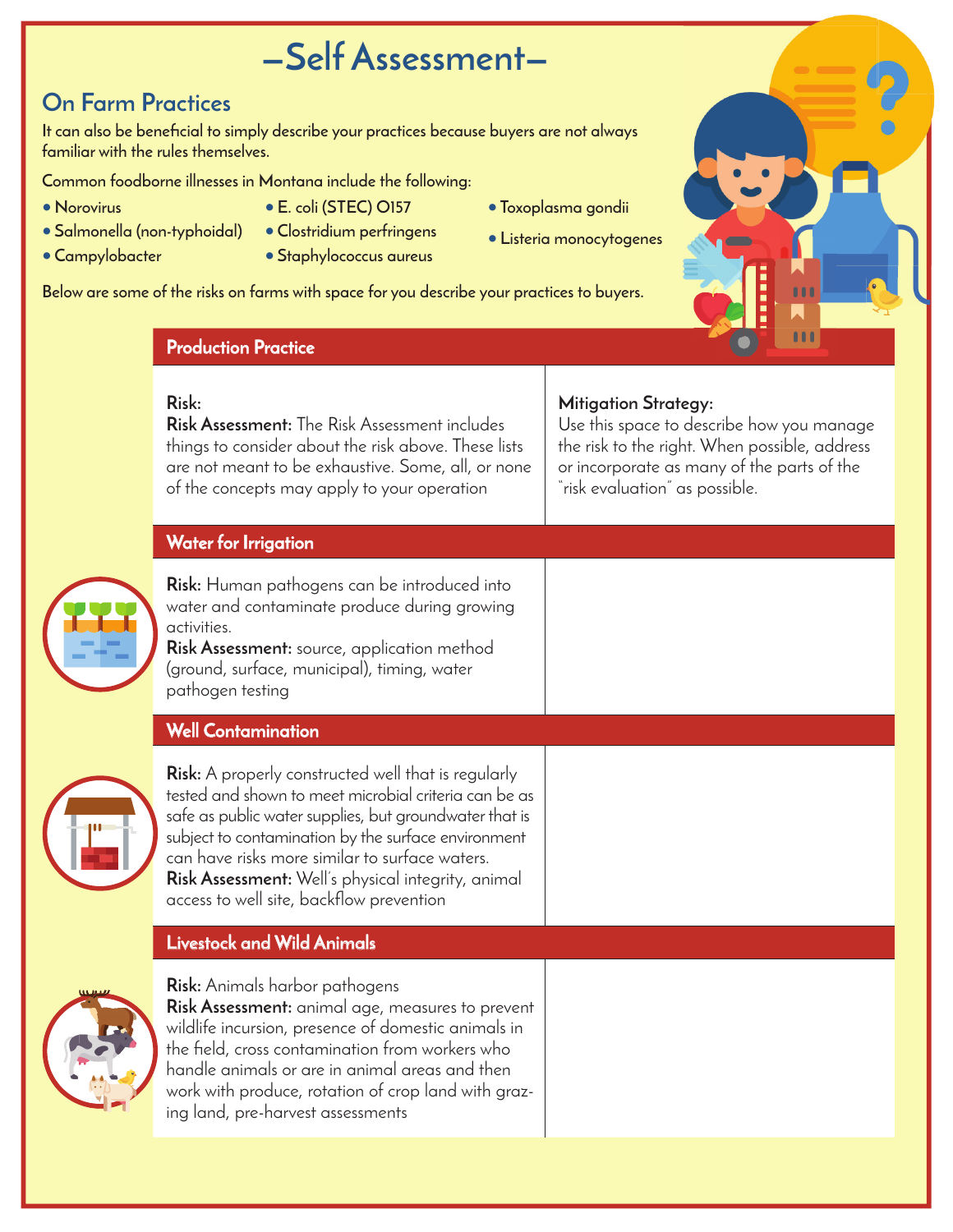# –Self Assessment–

## On Farm Practices

It can also be beneficial to simply describe your practices because buyers are not always familiar with the rules themselves.

Common foodborne illnesses in Montana include the following:

- Norovirus
- Salmonella (non-typhoidal)
- Campylobacter
- E. coli (STEC) O157
- Clostridium perfringens
- Staphylococcus aureus
- Toxoplasma gondii
- Listeria monocytogenes

Below are some of the risks on farms with space for you describe your practices to buyers.

| Production Practice | |
|---|---|
| **Risk:**<br>**Risk Assessment:** The Risk Assessment includes things to consider about the risk above. These lists are not meant to be exhaustive. Some, all, or none of the concepts may apply to your operation | **Mitigation Strategy:**<br>Use this space to describe how you manage the risk to the right. When possible, address or incorporate as many of the parts of the "risk evaluation" as possible. |
| **Water for Irrigation** | |
| **Risk:** Human pathogens can be introduced into water and contaminate produce during growing activities.<br>**Risk Assessment:** source, application method (ground, surface, municipal), timing, water pathogen testing | |
| **Well Contamination** | |
| **Risk:** A properly constructed well that is regularly tested and shown to meet microbial criteria can be as safe as public water supplies, but groundwater that is subject to contamination by the surface environment can have risks more similar to surface waters.<br>**Risk Assessment:** Well's physical integrity, animal access to well site, backflow prevention | |
| **Livestock and Wild Animals** | |
| **Risk:** Animals harbor pathogens<br>**Risk Assessment:** animal age, measures to prevent wildlife incursion, presence of domestic animals in the field, cross contamination from workers who handle animals or are in animal areas and then work with produce, rotation of crop land with grazing land, pre-harvest assessments | |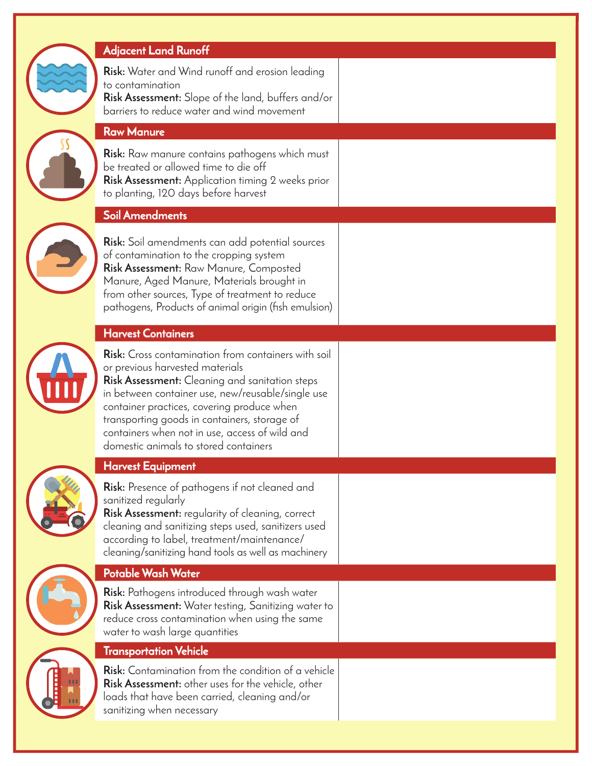## Adjacent Land Runoff

**Risk:** Water and Wind runoff and erosion leading to contamination
**Risk Assessment:** Slope of the land, buffers and/or barriers to reduce water and wind movement

## Raw Manure

**Risk:** Raw manure contains pathogens which must be treated or allowed time to die off
**Risk Assessment:** Application timing 2 weeks prior to planting, 120 days before harvest

## Soil Amendments

**Risk:** Soil amendments can add potential sources of contamination to the cropping system
**Risk Assessment:** Raw Manure, Composted Manure, Aged Manure, Materials brought in from other sources, Type of treatment to reduce pathogens, Products of animal origin (fish emulsion)

## Harvest Containers

**Risk:** Cross contamination from containers with soil or previous harvested materials
**Risk Assessment:** Cleaning and sanitation steps in between container use, new/reusable/single use container practices, covering produce when transporting goods in containers, storage of containers when not in use, access of wild and domestic animals to stored containers

## Harvest Equipment

**Risk:** Presence of pathogens if not cleaned and sanitized regularly
**Risk Assessment:** regularity of cleaning, correct cleaning and sanitizing steps used, sanitizers used according to label, treatment/maintenance/cleaning/sanitizing hand tools as well as machinery

## Potable Wash Water

**Risk:** Pathogens introduced through wash water
**Risk Assessment:** Water testing, Sanitizing water to reduce cross contamination when using the same water to wash large quantities

## Transportation Vehicle

**Risk:** Contamination from the condition of a vehicle
**Risk Assessment:** other uses for the vehicle, other loads that have been carried, cleaning and/or sanitizing when necessary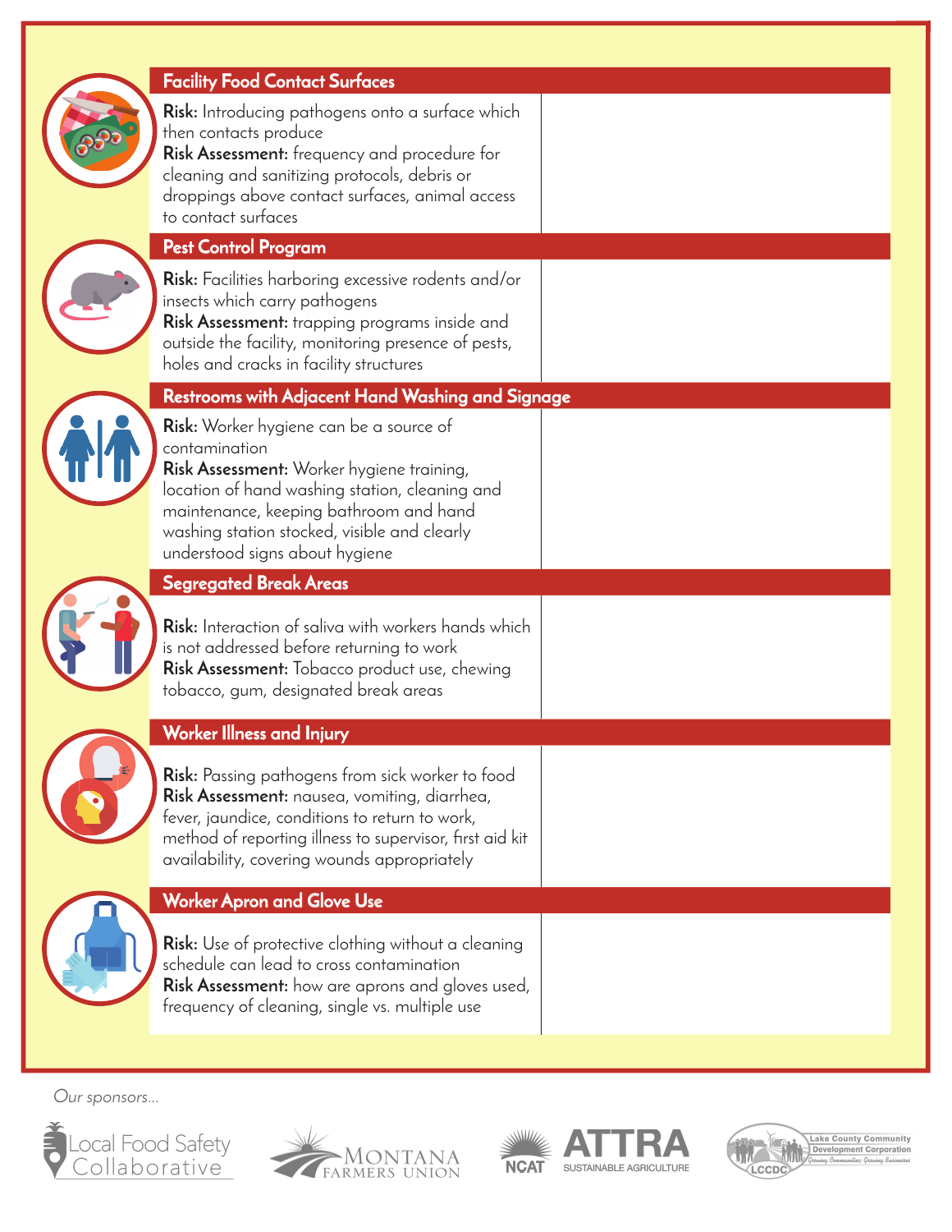## Facility Food Contact Surfaces

**Risk:** Introducing pathogens onto a surface which then contacts produce
**Risk Assessment:** frequency and procedure for cleaning and sanitizing protocols, debris or droppings above contact surfaces, animal access to contact surfaces

## Pest Control Program

**Risk:** Facilities harboring excessive rodents and/or insects which carry pathogens
**Risk Assessment:** trapping programs inside and outside the facility, monitoring presence of pests, holes and cracks in facility structures

## Restrooms with Adjacent Hand Washing and Signage

**Risk:** Worker hygiene can be a source of contamination
**Risk Assessment:** Worker hygiene training, location of hand washing station, cleaning and maintenance, keeping bathroom and hand washing station stocked, visible and clearly understood signs about hygiene

## Segregated Break Areas

**Risk:** Interaction of saliva with workers hands which is not addressed before returning to work
**Risk Assessment:** Tobacco product use, chewing tobacco, gum, designated break areas

## Worker Illness and Injury

**Risk:** Passing pathogens from sick worker to food
**Risk Assessment:** nausea, vomiting, diarrhea, fever, jaundice, conditions to return to work, method of reporting illness to supervisor, first aid kit availability, covering wounds appropriately

## Worker Apron and Glove Use

**Risk:** Use of protective clothing without a cleaning schedule can lead to cross contamination
**Risk Assessment:** how are aprons and gloves used, frequency of cleaning, single vs. multiple use

*Our sponsors...*

Local Food Safety Collaborative

Montana Farmers Union

NCAT ATTRA Sustainable Agriculture

Lake County Community Development Corporation (LCCDC) – Growing Communities; Growing Businesses